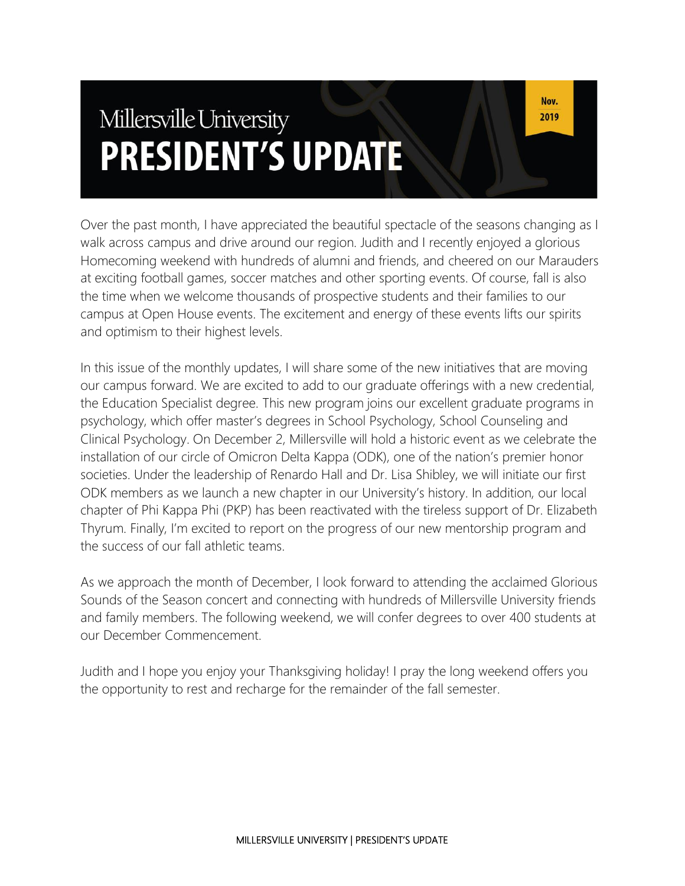# Millersville University PRESIDENT'S UPDATE

Nov. 2019

Over the past month, I have appreciated the beautiful spectacle of the seasons changing as I walk across campus and drive around our region. Judith and I recently enjoyed a glorious Homecoming weekend with hundreds of alumni and friends, and cheered on our Marauders at exciting football games, soccer matches and other sporting events. Of course, fall is also the time when we welcome thousands of prospective students and their families to our campus at Open House events. The excitement and energy of these events lifts our spirits and optimism to their highest levels.

In this issue of the monthly updates, I will share some of the new initiatives that are moving our campus forward. We are excited to add to our graduate offerings with a new credential, the Education Specialist degree. This new program joins our excellent graduate programs in psychology, which offer master's degrees in School Psychology, School Counseling and Clinical Psychology. On December 2, Millersville will hold a historic event as we celebrate the installation of our circle of Omicron Delta Kappa (ODK), one of the nation's premier honor societies. Under the leadership of Renardo Hall and Dr. Lisa Shibley, we will initiate our first ODK members as we launch a new chapter in our University's history. In addition, our local chapter of Phi Kappa Phi (PKP) has been reactivated with the tireless support of Dr. Elizabeth Thyrum. Finally, I'm excited to report on the progress of our new mentorship program and the success of our fall athletic teams.

As we approach the month of December, I look forward to attending the acclaimed Glorious Sounds of the Season concert and connecting with hundreds of Millersville University friends and family members. The following weekend, we will confer degrees to over 400 students at our December Commencement.

Judith and I hope you enjoy your Thanksgiving holiday! I pray the long weekend offers you the opportunity to rest and recharge for the remainder of the fall semester.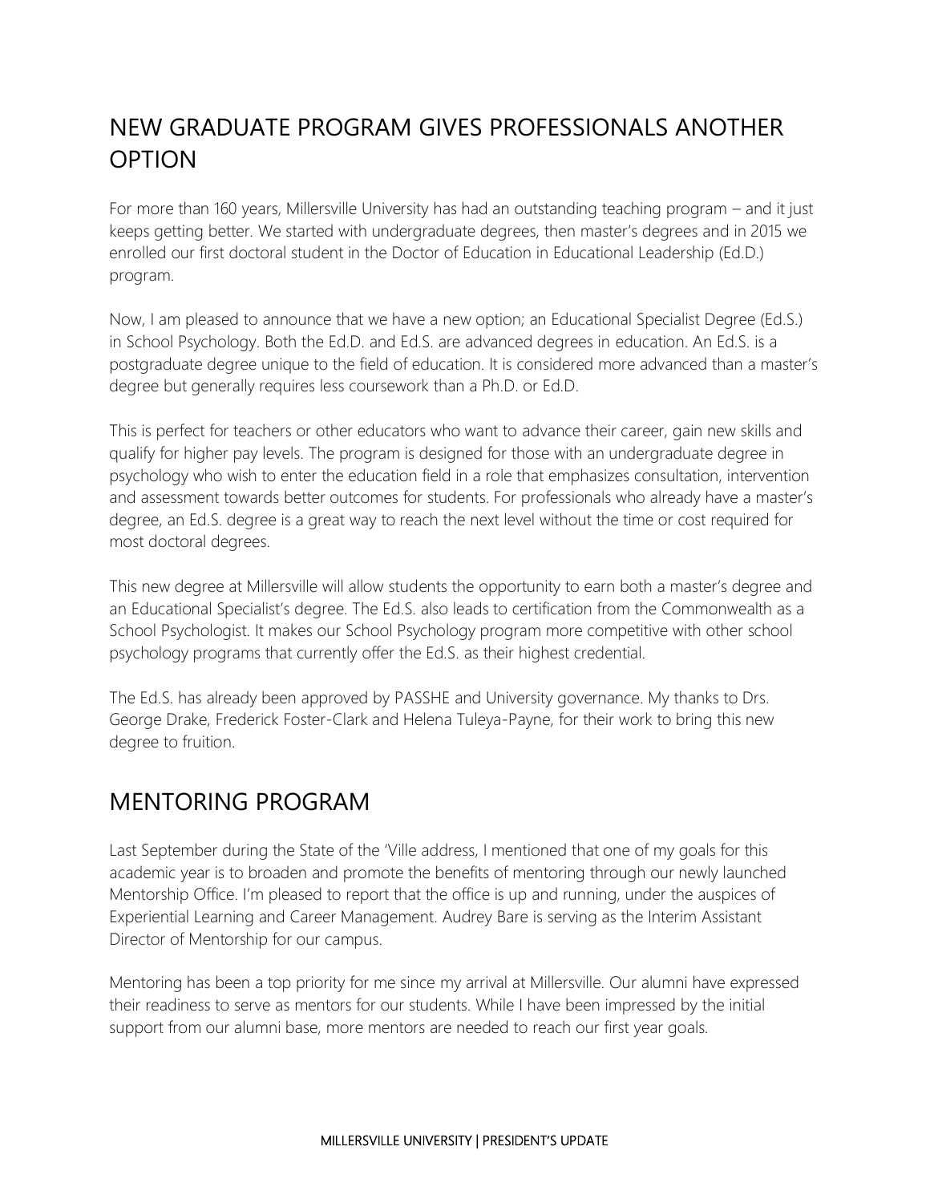## NEW GRADUATE PROGRAM GIVES PROFESSIONALS ANOTHER OPTION

For more than 160 years, Millersville University has had an outstanding teaching program – and it just keeps getting better. We started with undergraduate degrees, then master's degrees and in 2015 we enrolled our first doctoral student in the Doctor of Education in Educational Leadership (Ed.D.) program.

Now, I am pleased to announce that we have a new option; an Educational Specialist Degree (Ed.S.) in School Psychology. Both the Ed.D. and Ed.S. are advanced degrees in education. An Ed.S. is a postgraduate degree unique to the field of education. It is considered more advanced than a master's degree but generally requires less coursework than a Ph.D. or Ed.D.

This is perfect for teachers or other educators who want to advance their career, gain new skills and qualify for higher pay levels. The program is designed for those with an undergraduate degree in psychology who wish to enter the education field in a role that emphasizes consultation, intervention and assessment towards better outcomes for students. For professionals who already have a master's degree, an Ed.S. degree is a great way to reach the next level without the time or cost required for most doctoral degrees.

This new degree at Millersville will allow students the opportunity to earn both a master's degree and an Educational Specialist's degree. The Ed.S. also leads to certification from the Commonwealth as a School Psychologist. It makes our School Psychology program more competitive with other school psychology programs that currently offer the Ed.S. as their highest credential.

The Ed.S. has already been approved by PASSHE and University governance. My thanks to Drs. George Drake, Frederick Foster-Clark and Helena Tuleya-Payne, for their work to bring this new degree to fruition.

## MENTORING PROGRAM

Last September during the State of the 'Ville address, I mentioned that one of my goals for this academic year is to broaden and promote the benefits of mentoring through our newly launched Mentorship Office. I'm pleased to report that the office is up and running, under the auspices of Experiential Learning and Career Management. Audrey Bare is serving as the Interim Assistant Director of Mentorship for our campus.

Mentoring has been a top priority for me since my arrival at Millersville. Our alumni have expressed their readiness to serve as mentors for our students. While I have been impressed by the initial support from our alumni base, more mentors are needed to reach our first year goals.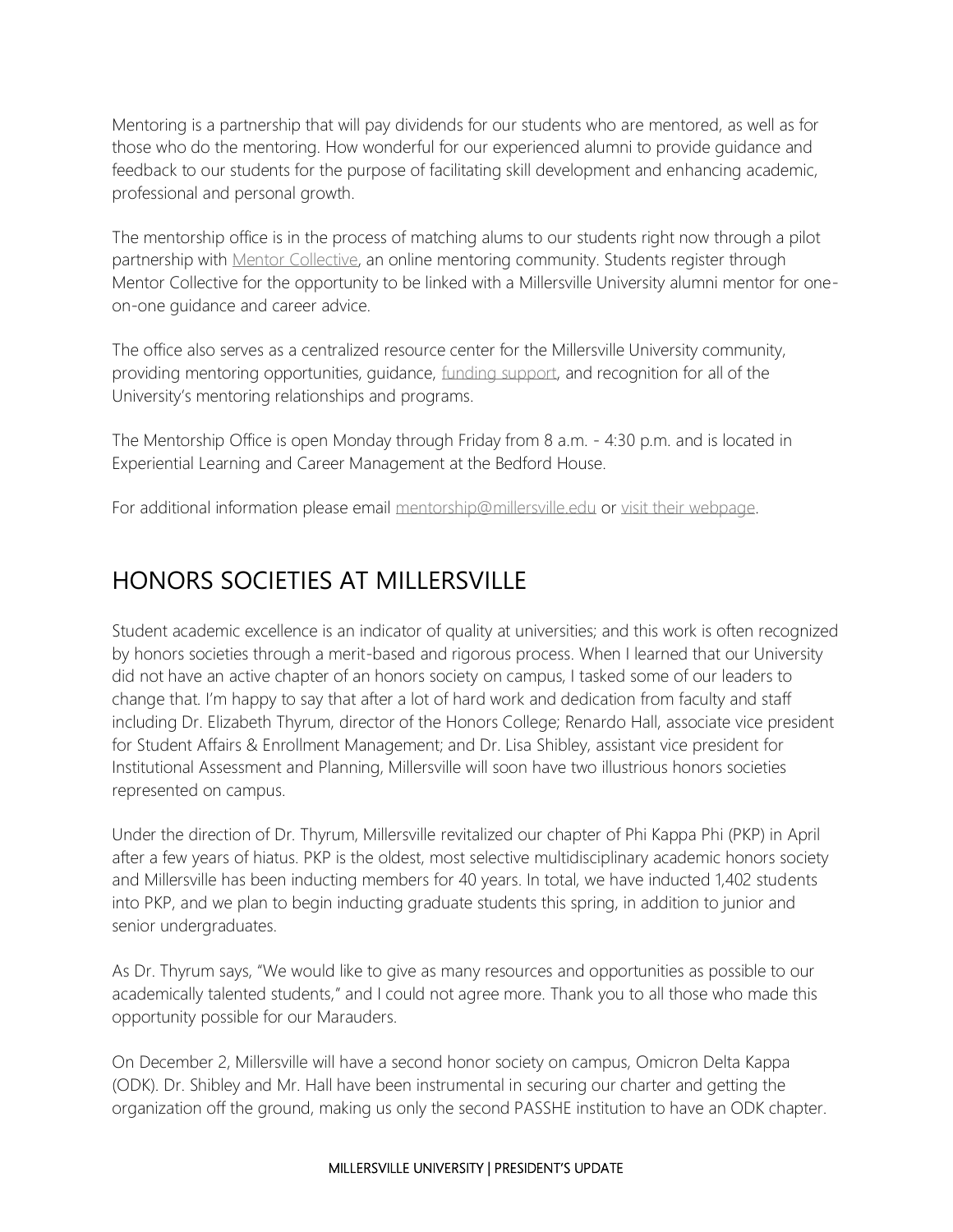Mentoring is a partnership that will pay dividends for our students who are mentored, as well as for those who do the mentoring. How wonderful for our experienced alumni to provide guidance and feedback to our students for the purpose of facilitating skill development and enhancing academic, professional and personal growth.

The mentorship office is in the process of matching alums to our students right now through a pilot partnership with Mentor Collective, an online mentoring community. Students register through Mentor Collective for the opportunity to be linked with a Millersville University alumni mentor for one-on-one guidance and career advice.

The office also serves as a centralized resource center for the Millersville University community, providing mentoring opportunities, guidance, funding support, and recognition for all of the University's mentoring relationships and programs.

The Mentorship Office is open Monday through Friday from 8 a.m. - 4:30 p.m. and is located in Experiential Learning and Career Management at the Bedford House.

For additional information please email mentorship@millersville.edu or visit their webpage.

## HONORS SOCIETIES AT MILLERSVILLE

Student academic excellence is an indicator of quality at universities; and this work is often recognized by honors societies through a merit-based and rigorous process. When I learned that our University did not have an active chapter of an honors society on campus, I tasked some of our leaders to change that. I'm happy to say that after a lot of hard work and dedication from faculty and staff including Dr. Elizabeth Thyrum, director of the Honors College; Renardo Hall, associate vice president for Student Affairs & Enrollment Management; and Dr. Lisa Shibley, assistant vice president for Institutional Assessment and Planning, Millersville will soon have two illustrious honors societies represented on campus.

Under the direction of Dr. Thyrum, Millersville revitalized our chapter of Phi Kappa Phi (PKP) in April after a few years of hiatus. PKP is the oldest, most selective multidisciplinary academic honors society and Millersville has been inducting members for 40 years. In total, we have inducted 1,402 students into PKP, and we plan to begin inducting graduate students this spring, in addition to junior and senior undergraduates.

As Dr. Thyrum says, "We would like to give as many resources and opportunities as possible to our academically talented students," and I could not agree more. Thank you to all those who made this opportunity possible for our Marauders.

On December 2, Millersville will have a second honor society on campus, Omicron Delta Kappa (ODK). Dr. Shibley and Mr. Hall have been instrumental in securing our charter and getting the organization off the ground, making us only the second PASSHE institution to have an ODK chapter.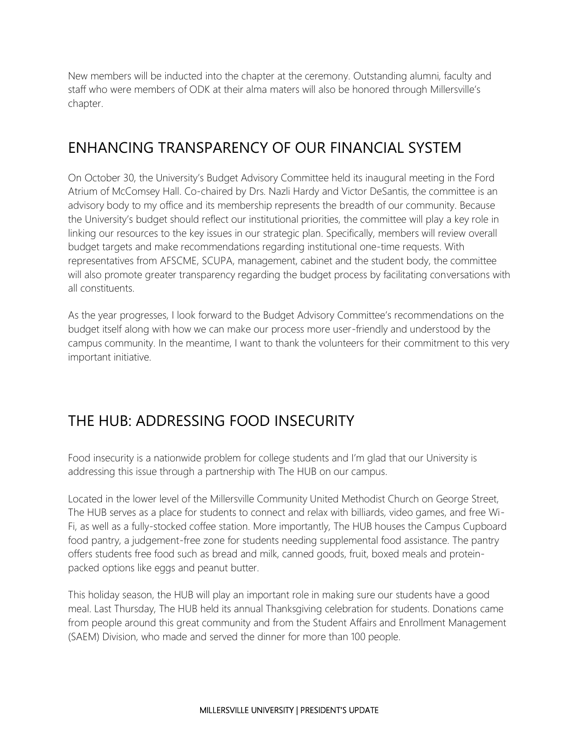New members will be inducted into the chapter at the ceremony. Outstanding alumni, faculty and staff who were members of ODK at their alma maters will also be honored through Millersville's chapter.

## ENHANCING TRANSPARENCY OF OUR FINANCIAL SYSTEM

On October 30, the University's Budget Advisory Committee held its inaugural meeting in the Ford Atrium of McComsey Hall. Co-chaired by Drs. Nazli Hardy and Victor DeSantis, the committee is an advisory body to my office and its membership represents the breadth of our community. Because the University's budget should reflect our institutional priorities, the committee will play a key role in linking our resources to the key issues in our strategic plan. Specifically, members will review overall budget targets and make recommendations regarding institutional one-time requests. With representatives from AFSCME, SCUPA, management, cabinet and the student body, the committee will also promote greater transparency regarding the budget process by facilitating conversations with all constituents.

As the year progresses, I look forward to the Budget Advisory Committee's recommendations on the budget itself along with how we can make our process more user-friendly and understood by the campus community. In the meantime, I want to thank the volunteers for their commitment to this very important initiative.

## THE HUB: ADDRESSING FOOD INSECURITY

Food insecurity is a nationwide problem for college students and I'm glad that our University is addressing this issue through a partnership with The HUB on our campus.

Located in the lower level of the Millersville Community United Methodist Church on George Street, The HUB serves as a place for students to connect and relax with billiards, video games, and free Wi-Fi, as well as a fully-stocked coffee station. More importantly, The HUB houses the Campus Cupboard food pantry, a judgement-free zone for students needing supplemental food assistance. The pantry offers students free food such as bread and milk, canned goods, fruit, boxed meals and protein-packed options like eggs and peanut butter.

This holiday season, the HUB will play an important role in making sure our students have a good meal. Last Thursday, The HUB held its annual Thanksgiving celebration for students. Donations came from people around this great community and from the Student Affairs and Enrollment Management (SAEM) Division, who made and served the dinner for more than 100 people.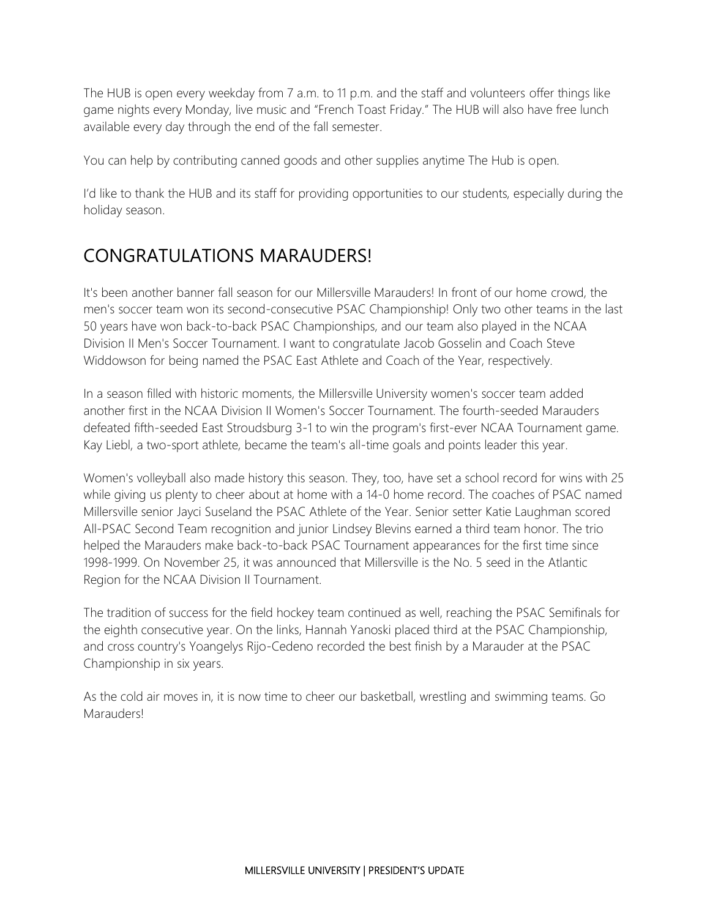The HUB is open every weekday from 7 a.m. to 11 p.m. and the staff and volunteers offer things like game nights every Monday, live music and "French Toast Friday." The HUB will also have free lunch available every day through the end of the fall semester.

You can help by contributing canned goods and other supplies anytime The Hub is open.

I'd like to thank the HUB and its staff for providing opportunities to our students, especially during the holiday season.

## CONGRATULATIONS MARAUDERS!

It's been another banner fall season for our Millersville Marauders! In front of our home crowd, the men's soccer team won its second-consecutive PSAC Championship! Only two other teams in the last 50 years have won back-to-back PSAC Championships, and our team also played in the NCAA Division II Men's Soccer Tournament. I want to congratulate Jacob Gosselin and Coach Steve Widdowson for being named the PSAC East Athlete and Coach of the Year, respectively.

In a season filled with historic moments, the Millersville University women's soccer team added another first in the NCAA Division II Women's Soccer Tournament. The fourth-seeded Marauders defeated fifth-seeded East Stroudsburg 3-1 to win the program's first-ever NCAA Tournament game. Kay Liebl, a two-sport athlete, became the team's all-time goals and points leader this year.

Women's volleyball also made history this season. They, too, have set a school record for wins with 25 while giving us plenty to cheer about at home with a 14-0 home record. The coaches of PSAC named Millersville senior Jayci Suseland the PSAC Athlete of the Year. Senior setter Katie Laughman scored All-PSAC Second Team recognition and junior Lindsey Blevins earned a third team honor. The trio helped the Marauders make back-to-back PSAC Tournament appearances for the first time since 1998-1999. On November 25, it was announced that Millersville is the No. 5 seed in the Atlantic Region for the NCAA Division II Tournament.

The tradition of success for the field hockey team continued as well, reaching the PSAC Semifinals for the eighth consecutive year. On the links, Hannah Yanoski placed third at the PSAC Championship, and cross country's Yoangelys Rijo-Cedeno recorded the best finish by a Marauder at the PSAC Championship in six years.

As the cold air moves in, it is now time to cheer our basketball, wrestling and swimming teams. Go Marauders!